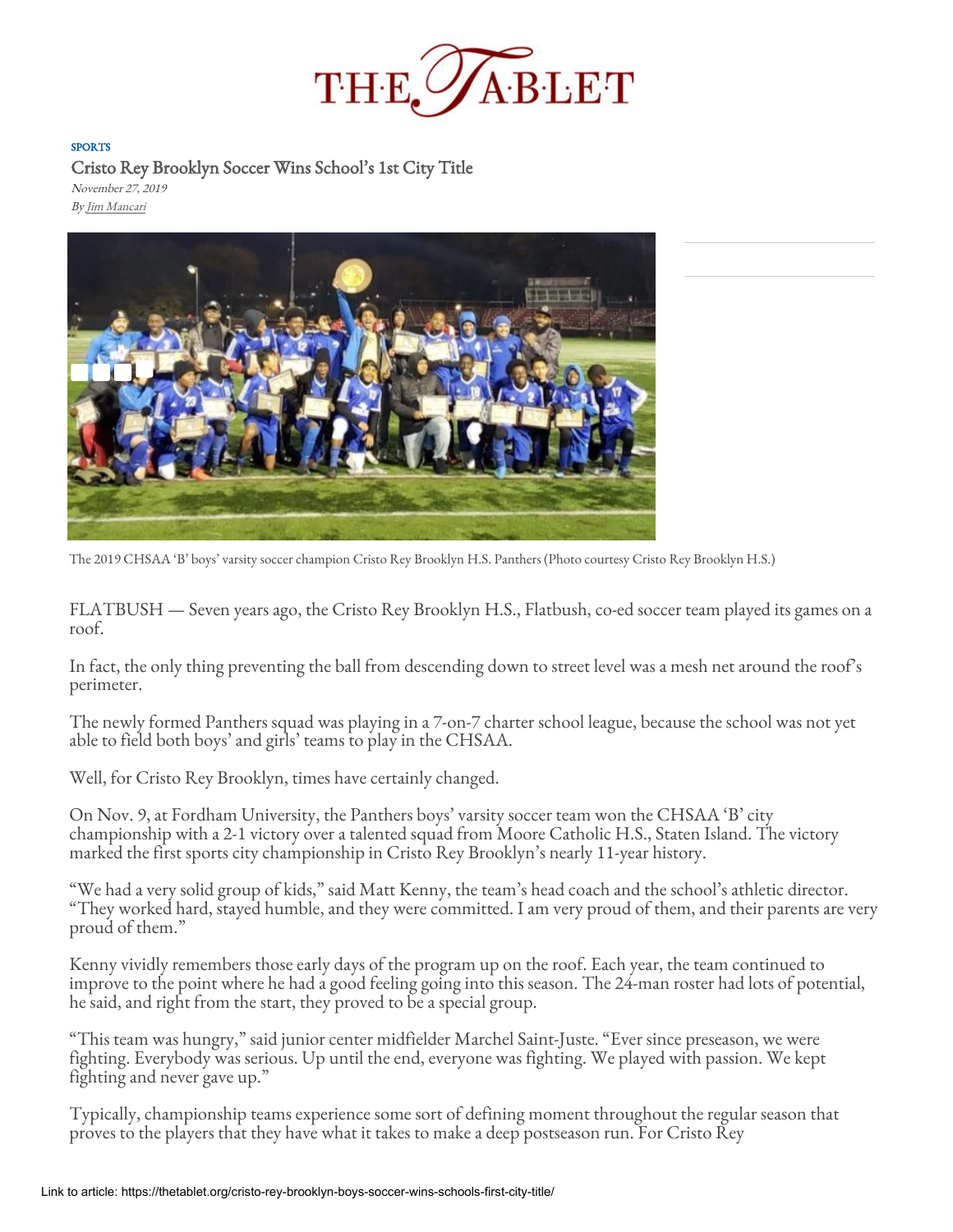# THE TABLET

SPORTS

## Cristo Rey Brooklyn Soccer Wins School's 1st City Title

*November 27, 2019*

*By Jim Mancari*

The 2019 CHSAA 'B' boys' varsity soccer champion Cristo Rey Brooklyn H.S. Panthers (Photo courtesy Cristo Rey Brooklyn H.S.)

FLATBUSH — Seven years ago, the Cristo Rey Brooklyn H.S., Flatbush, co-ed soccer team played its games on a roof.

In fact, the only thing preventing the ball from descending down to street level was a mesh net around the roof's perimeter.

The newly formed Panthers squad was playing in a 7-on-7 charter school league, because the school was not yet able to field both boys' and girls' teams to play in the CHSAA.

Well, for Cristo Rey Brooklyn, times have certainly changed.

On Nov. 9, at Fordham University, the Panthers boys' varsity soccer team won the CHSAA 'B' city championship with a 2-1 victory over a talented squad from Moore Catholic H.S., Staten Island. The victory marked the first sports city championship in Cristo Rey Brooklyn's nearly 11-year history.

"We had a very solid group of kids," said Matt Kenny, the team's head coach and the school's athletic director. "They worked hard, stayed humble, and they were committed. I am very proud of them, and their parents are very proud of them."

Kenny vividly remembers those early days of the program up on the roof. Each year, the team continued to improve to the point where he had a good feeling going into this season. The 24-man roster had lots of potential, he said, and right from the start, they proved to be a special group.

"This team was hungry," said junior center midfielder Marchel Saint-Juste. "Ever since preseason, we were fighting. Everybody was serious. Up until the end, everyone was fighting. We played with passion. We kept fighting and never gave up."

Typically, championship teams experience some sort of defining moment throughout the regular season that proves to the players that they have what it takes to make a deep postseason run. For Cristo Rey

Link to article: https://thetablet.org/cristo-rey-brooklyn-boys-soccer-wins-schools-first-city-title/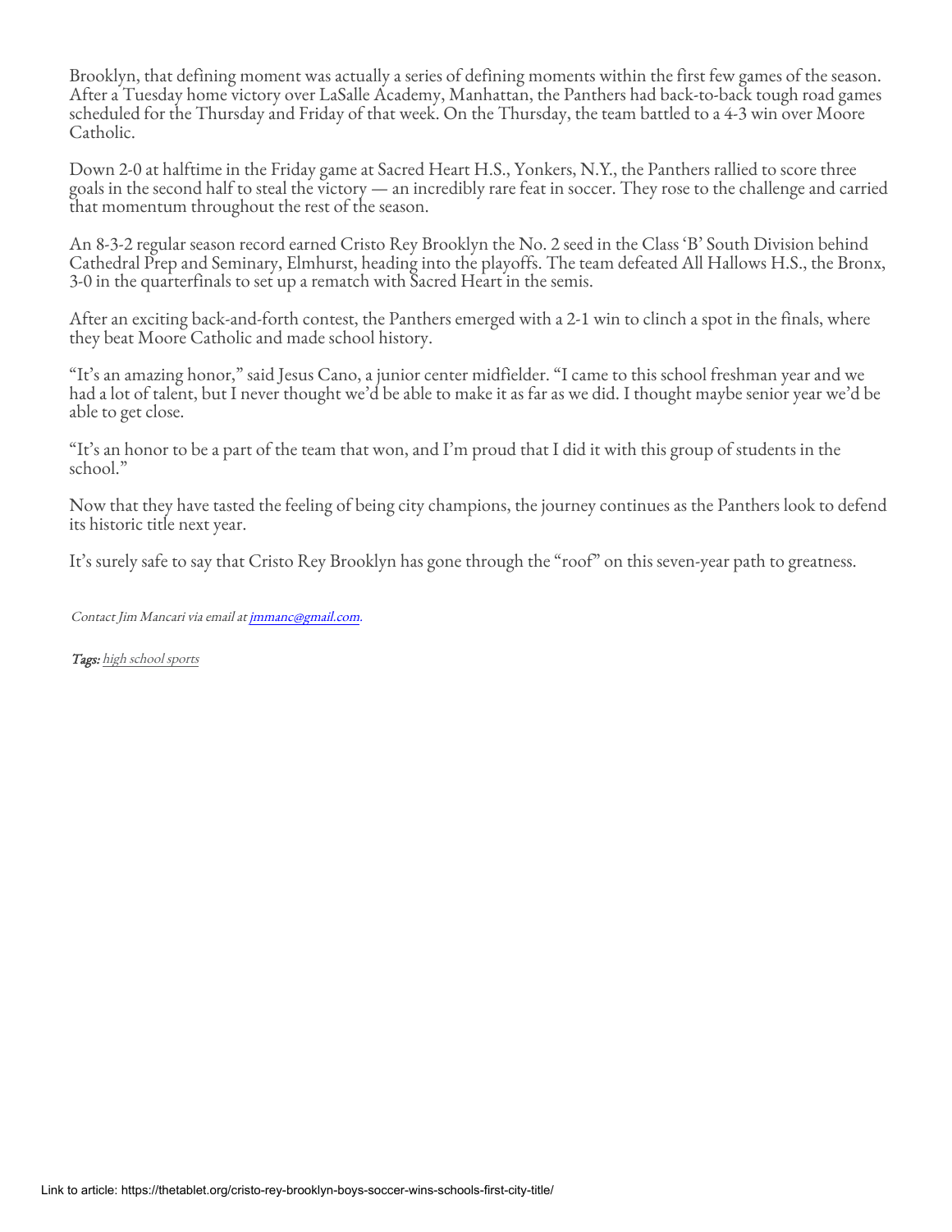Brooklyn, that defining moment was actually a series of defining moments within the first few games of the season. After a Tuesday home victory over LaSalle Academy, Manhattan, the Panthers had back-to-back tough road games scheduled for the Thursday and Friday of that week. On the Thursday, the team battled to a 4-3 win over Moore Catholic.

Down 2-0 at halftime in the Friday game at Sacred Heart H.S., Yonkers, N.Y., the Panthers rallied to score three goals in the second half to steal the victory — an incredibly rare feat in soccer. They rose to the challenge and carried that momentum throughout the rest of the season.

An 8-3-2 regular season record earned Cristo Rey Brooklyn the No. 2 seed in the Class 'B' South Division behind Cathedral Prep and Seminary, Elmhurst, heading into the playoffs. The team defeated All Hallows H.S., the Bronx, 3-0 in the quarterfinals to set up a rematch with Sacred Heart in the semis.

After an exciting back-and-forth contest, the Panthers emerged with a 2-1 win to clinch a spot in the finals, where they beat Moore Catholic and made school history.

"It's an amazing honor," said Jesus Cano, a junior center midfielder. "I came to this school freshman year and we had a lot of talent, but I never thought we'd be able to make it as far as we did. I thought maybe senior year we'd be able to get close.

"It's an honor to be a part of the team that won, and I'm proud that I did it with this group of students in the school."

Now that they have tasted the feeling of being city champions, the journey continues as the Panthers look to defend its historic title next year.

It's surely safe to say that Cristo Rey Brooklyn has gone through the "roof" on this seven-year path to greatness.

*Contact Jim Mancari via email at jmmanc@gmail.com.*

*Tags: high school sports*

Link to article: https://thetablet.org/cristo-rey-brooklyn-boys-soccer-wins-schools-first-city-title/